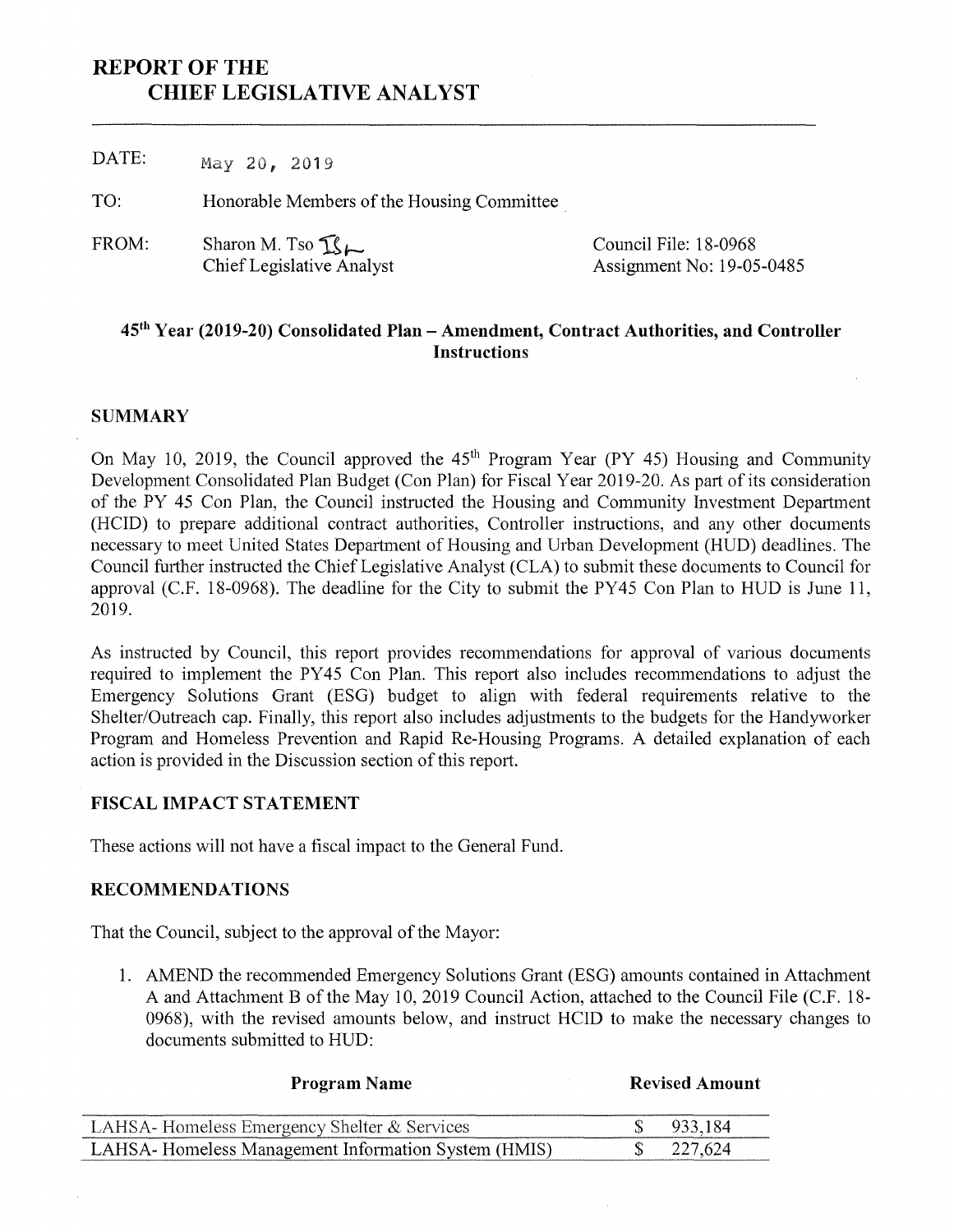# REPORT OF THE
# CHIEF LEGISLATIVE ANALYST

DATE: May 20, 2019

TO: Honorable Members of the Housing Committee

FROM: Sharon M. Tso
Chief Legislative Analyst

Council File: 18-0968
Assignment No: 19-05-0485

### 45th Year (2019-20) Consolidated Plan – Amendment, Contract Authorities, and Controller Instructions

## SUMMARY

On May 10, 2019, the Council approved the 45th Program Year (PY 45) Housing and Community Development Consolidated Plan Budget (Con Plan) for Fiscal Year 2019-20. As part of its consideration of the PY 45 Con Plan, the Council instructed the Housing and Community Investment Department (HCID) to prepare additional contract authorities, Controller instructions, and any other documents necessary to meet United States Department of Housing and Urban Development (HUD) deadlines. The Council further instructed the Chief Legislative Analyst (CLA) to submit these documents to Council for approval (C.F. 18-0968). The deadline for the City to submit the PY45 Con Plan to HUD is June 11, 2019.

As instructed by Council, this report provides recommendations for approval of various documents required to implement the PY45 Con Plan. This report also includes recommendations to adjust the Emergency Solutions Grant (ESG) budget to align with federal requirements relative to the Shelter/Outreach cap. Finally, this report also includes adjustments to the budgets for the Handyworker Program and Homeless Prevention and Rapid Re-Housing Programs. A detailed explanation of each action is provided in the Discussion section of this report.

## FISCAL IMPACT STATEMENT

These actions will not have a fiscal impact to the General Fund.

## RECOMMENDATIONS

That the Council, subject to the approval of the Mayor:

1. AMEND the recommended Emergency Solutions Grant (ESG) amounts contained in Attachment A and Attachment B of the May 10, 2019 Council Action, attached to the Council File (C.F. 18-0968), with the revised amounts below, and instruct HCID to make the necessary changes to documents submitted to HUD:

| Program Name | Revised Amount |
|---|---|
| LAHSA- Homeless Emergency Shelter & Services | $ 933,184 |
| LAHSA- Homeless Management Information System (HMIS) | $ 227,624 |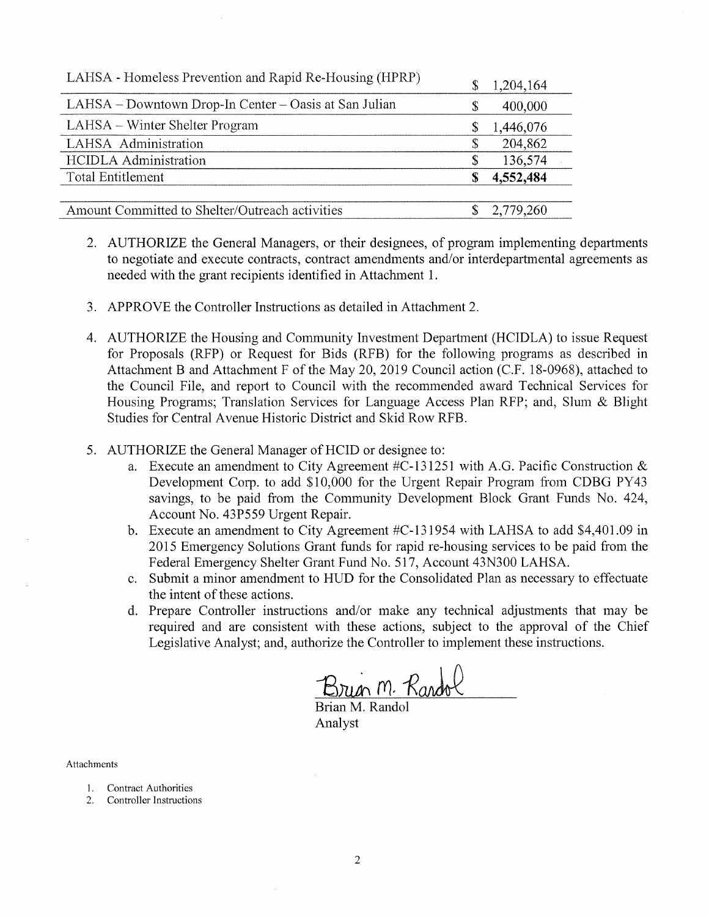| LAHSA - Homeless Prevention and Rapid Re-Housing (HPRP) | $ 1,204,164 |
| --- | --- |
| LAHSA – Downtown Drop-In Center – Oasis at San Julian | $ 400,000 |
| LAHSA – Winter Shelter Program | $ 1,446,076 |
| LAHSA Administration | $ 204,862 |
| HCIDLA Administration | $ 136,574 |
| Total Entitlement | **$ 4,552,484** |
| | |
| Amount Committed to Shelter/Outreach activities | $ 2,779,260 |

2. AUTHORIZE the General Managers, or their designees, of program implementing departments to negotiate and execute contracts, contract amendments and/or interdepartmental agreements as needed with the grant recipients identified in Attachment 1.

3. APPROVE the Controller Instructions as detailed in Attachment 2.

4. AUTHORIZE the Housing and Community Investment Department (HCIDLA) to issue Request for Proposals (RFP) or Request for Bids (RFB) for the following programs as described in Attachment B and Attachment F of the May 20, 2019 Council action (C.F. 18-0968), attached to the Council File, and report to Council with the recommended award Technical Services for Housing Programs; Translation Services for Language Access Plan RFP; and, Slum & Blight Studies for Central Avenue Historic District and Skid Row RFB.

5. AUTHORIZE the General Manager of HCID or designee to:
   a. Execute an amendment to City Agreement #C-131251 with A.G. Pacific Construction & Development Corp. to add $10,000 for the Urgent Repair Program from CDBG PY43 savings, to be paid from the Community Development Block Grant Funds No. 424, Account No. 43P559 Urgent Repair.
   b. Execute an amendment to City Agreement #C-131954 with LAHSA to add $4,401.09 in 2015 Emergency Solutions Grant funds for rapid re-housing services to be paid from the Federal Emergency Shelter Grant Fund No. 517, Account 43N300 LAHSA.
   c. Submit a minor amendment to HUD for the Consolidated Plan as necessary to effectuate the intent of these actions.
   d. Prepare Controller instructions and/or make any technical adjustments that may be required and are consistent with these actions, subject to the approval of the Chief Legislative Analyst; and, authorize the Controller to implement these instructions.

Brian M. Randol
Analyst

Attachments

1. Contract Authorities
2. Controller Instructions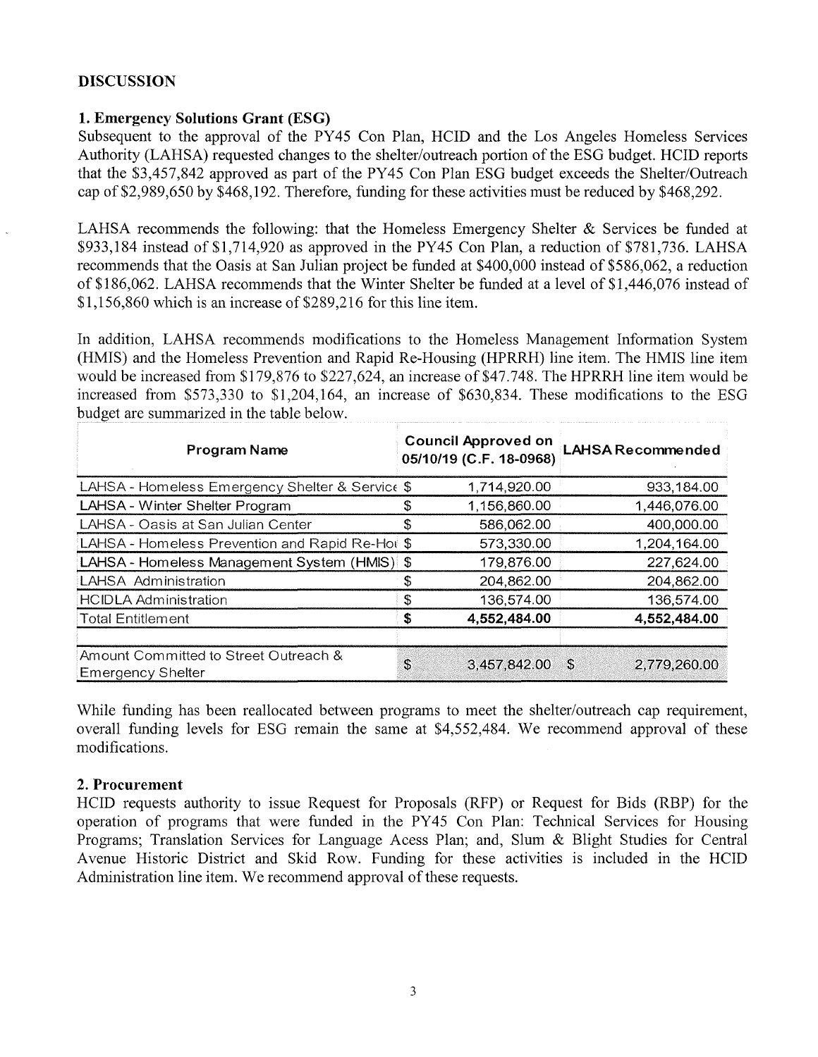## DISCUSSION

### 1. Emergency Solutions Grant (ESG)

Subsequent to the approval of the PY45 Con Plan, HCID and the Los Angeles Homeless Services Authority (LAHSA) requested changes to the shelter/outreach portion of the ESG budget. HCID reports that the $3,457,842 approved as part of the PY45 Con Plan ESG budget exceeds the Shelter/Outreach cap of $2,989,650 by $468,192. Therefore, funding for these activities must be reduced by $468,292.

LAHSA recommends the following: that the Homeless Emergency Shelter & Services be funded at $933,184 instead of $1,714,920 as approved in the PY45 Con Plan, a reduction of $781,736. LAHSA recommends that the Oasis at San Julian project be funded at $400,000 instead of $586,062, a reduction of $186,062. LAHSA recommends that the Winter Shelter be funded at a level of $1,446,076 instead of $1,156,860 which is an increase of $289,216 for this line item.

In addition, LAHSA recommends modifications to the Homeless Management Information System (HMIS) and the Homeless Prevention and Rapid Re-Housing (HPRRH) line item. The HMIS line item would be increased from $179,876 to $227,624, an increase of $47.748. The HPRRH line item would be increased from $573,330 to $1,204,164, an increase of $630,834. These modifications to the ESG budget are summarized in the table below.

| Program Name | Council Approved on 05/10/19 (C.F. 18-0968) | | LAHSA Recommended |
|---|---|---|---|
| LAHSA - Homeless Emergency Shelter & Service | $ | 1,714,920.00 | 933,184.00 |
| LAHSA - Winter Shelter Program | $ | 1,156,860.00 | 1,446,076.00 |
| LAHSA - Oasis at San Julian Center | $ | 586,062.00 | 400,000.00 |
| LAHSA - Homeless Prevention and Rapid Re-Hou | $ | 573,330.00 | 1,204,164.00 |
| LAHSA - Homeless Management System (HMIS) | $ | 179,876.00 | 227,624.00 |
| LAHSA Administration | $ | 204,862.00 | 204,862.00 |
| HCIDLA Administration | $ | 136,574.00 | 136,574.00 |
| Total Entitlement | **$** | **4,552,484.00** | **4,552,484.00** |
| | | | |
| Amount Committed to Street Outreach & Emergency Shelter | $ | 3,457,842.00 | $ 2,779,260.00 |

While funding has been reallocated between programs to meet the shelter/outreach cap requirement, overall funding levels for ESG remain the same at $4,552,484. We recommend approval of these modifications.

### 2. Procurement

HCID requests authority to issue Request for Proposals (RFP) or Request for Bids (RBP) for the operation of programs that were funded in the PY45 Con Plan: Technical Services for Housing Programs; Translation Services for Language Acess Plan; and, Slum & Blight Studies for Central Avenue Historic District and Skid Row. Funding for these activities is included in the HCID Administration line item. We recommend approval of these requests.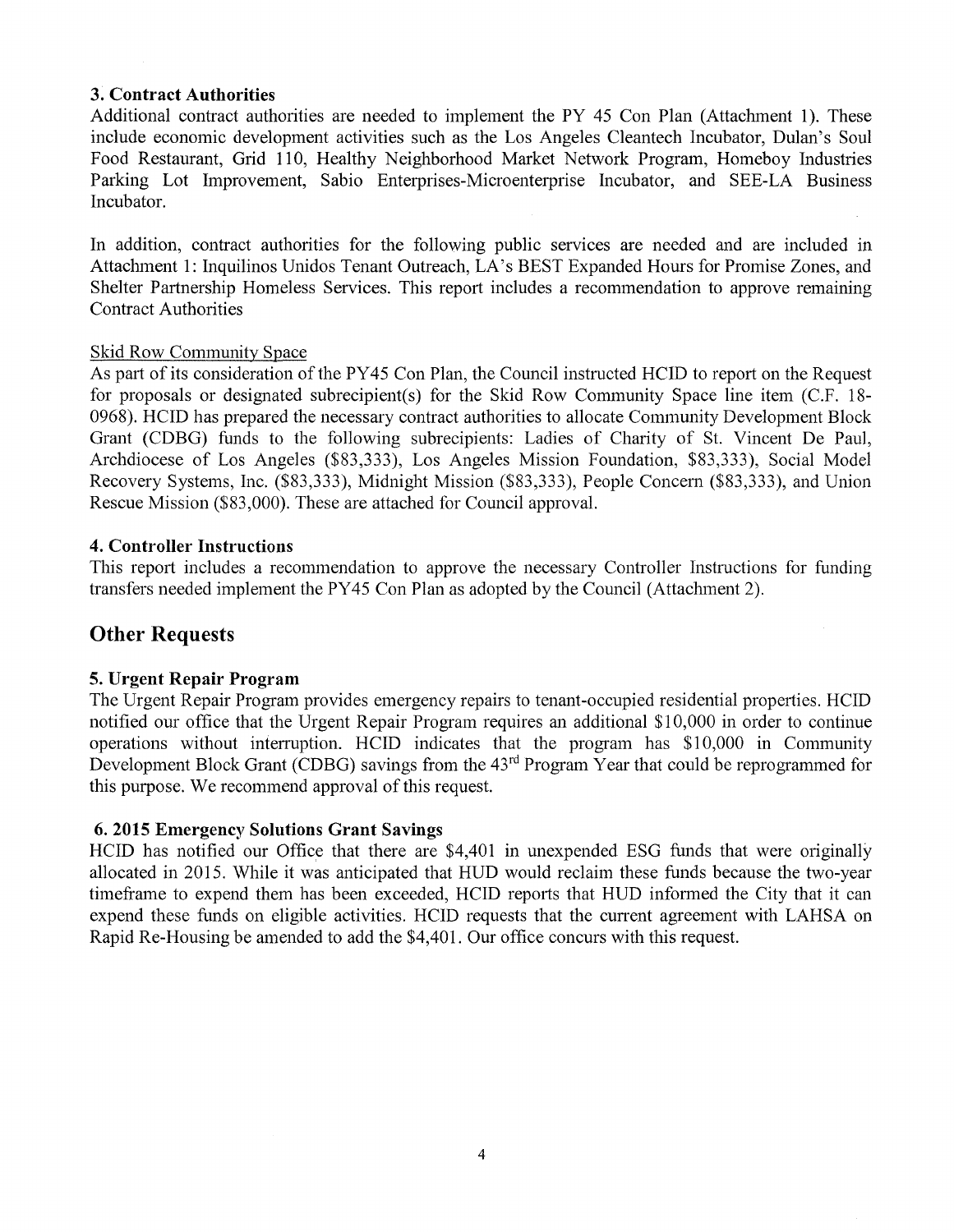### 3. Contract Authorities

Additional contract authorities are needed to implement the PY 45 Con Plan (Attachment 1). These include economic development activities such as the Los Angeles Cleantech Incubator, Dulan's Soul Food Restaurant, Grid 110, Healthy Neighborhood Market Network Program, Homeboy Industries Parking Lot Improvement, Sabio Enterprises-Microenterprise Incubator, and SEE-LA Business Incubator.

In addition, contract authorities for the following public services are needed and are included in Attachment 1: Inquilinos Unidos Tenant Outreach, LA's BEST Expanded Hours for Promise Zones, and Shelter Partnership Homeless Services. This report includes a recommendation to approve remaining Contract Authorities

Skid Row Community Space

As part of its consideration of the PY45 Con Plan, the Council instructed HCID to report on the Request for proposals or designated subrecipient(s) for the Skid Row Community Space line item (C.F. 18-0968). HCID has prepared the necessary contract authorities to allocate Community Development Block Grant (CDBG) funds to the following subrecipients: Ladies of Charity of St. Vincent De Paul, Archdiocese of Los Angeles ($83,333), Los Angeles Mission Foundation, $83,333), Social Model Recovery Systems, Inc. ($83,333), Midnight Mission ($83,333), People Concern ($83,333), and Union Rescue Mission ($83,000). These are attached for Council approval.

### 4. Controller Instructions

This report includes a recommendation to approve the necessary Controller Instructions for funding transfers needed implement the PY45 Con Plan as adopted by the Council (Attachment 2).

## Other Requests

### 5. Urgent Repair Program

The Urgent Repair Program provides emergency repairs to tenant-occupied residential properties. HCID notified our office that the Urgent Repair Program requires an additional $10,000 in order to continue operations without interruption. HCID indicates that the program has $10,000 in Community Development Block Grant (CDBG) savings from the 43rd Program Year that could be reprogrammed for this purpose. We recommend approval of this request.

### 6. 2015 Emergency Solutions Grant Savings

HCID has notified our Office that there are $4,401 in unexpended ESG funds that were originally allocated in 2015. While it was anticipated that HUD would reclaim these funds because the two-year timeframe to expend them has been exceeded, HCID reports that HUD informed the City that it can expend these funds on eligible activities. HCID requests that the current agreement with LAHSA on Rapid Re-Housing be amended to add the $4,401. Our office concurs with this request.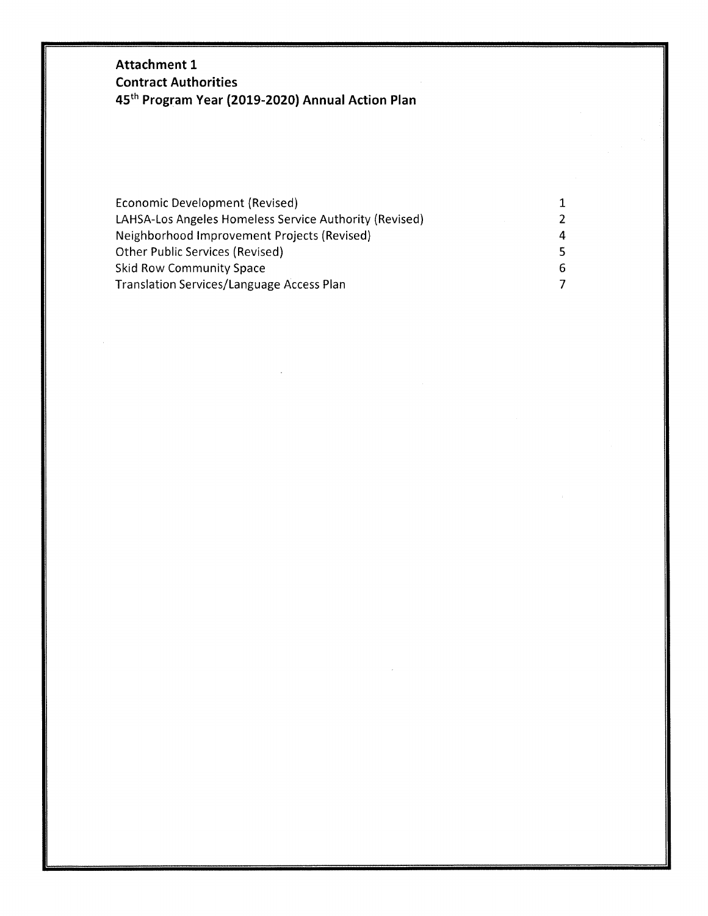**Attachment 1**
**Contract Authorities**
**45th Program Year (2019-2020) Annual Action Plan**

| | |
|---|---|
| Economic Development (Revised) | 1 |
| LAHSA-Los Angeles Homeless Service Authority (Revised) | 2 |
| Neighborhood Improvement Projects (Revised) | 4 |
| Other Public Services (Revised) | 5 |
| Skid Row Community Space | 6 |
| Translation Services/Language Access Plan | 7 |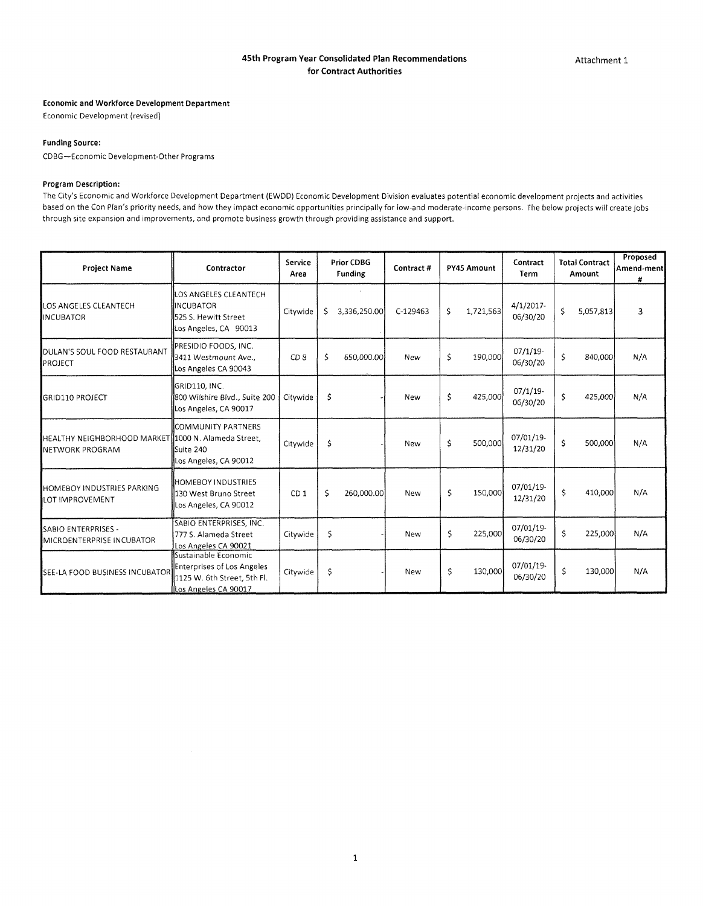### 45th Program Year Consolidated Plan Recommendations for Contract Authorities

Attachment 1

**Economic and Workforce Development Department**

Economic Development (revised)

**Funding Source:**

CDBG—Economic Development-Other Programs

**Program Description:**

The City's Economic and Workforce Development Department (EWDD) Economic Development Division evaluates potential economic development projects and activities based on the Con Plan's priority needs, and how they impact economic opportunities principally for low-and moderate-income persons. The below projects will create jobs through site expansion and improvements, and promote business growth through providing assistance and support.

| Project Name | Contractor | Service Area | Prior CDBG Funding | Contract # | PY45 Amount | Contract Term | Total Contract Amount | Proposed Amend-ment # |
|---|---|---|---|---|---|---|---|---|
| LOS ANGELES CLEANTECH INCUBATOR | LOS ANGELES CLEANTECH INCUBATOR 525 S. Hewitt Street Los Angeles, CA 90013 | Citywide | $ 3,336,250.00 | C-129463 | $ 1,721,563 | 4/1/2017-06/30/20 | $ 5,057,813 | 3 |
| DULAN'S SOUL FOOD RESTAURANT PROJECT | PRESIDIO FOODS, INC. 3411 Westmount Ave., Los Angeles CA 90043 | CD 8 | $ 650,000.00 | New | $ 190,000 | 07/1/19-06/30/20 | $ 840,000 | N/A |
| GRID110 PROJECT | GRID110, INC. 800 Wilshire Blvd., Suite 200 Los Angeles, CA 90017 | Citywide | $ - | New | $ 425,000 | 07/1/19-06/30/20 | $ 425,000 | N/A |
| HEALTHY NEIGHBORHOOD MARKET NETWORK PROGRAM | COMMUNITY PARTNERS 1000 N. Alameda Street, Suite 240 Los Angeles, CA 90012 | Citywide | $ - | New | $ 500,000 | 07/01/19-12/31/20 | $ 500,000 | N/A |
| HOMEBOY INDUSTRIES PARKING LOT IMPROVEMENT | HOMEBOY INDUSTRIES 130 West Bruno Street Los Angeles, CA 90012 | CD 1 | $ 260,000.00 | New | $ 150,000 | 07/01/19-12/31/20 | $ 410,000 | N/A |
| SABIO ENTERPRISES - MICROENTERPRISE INCUBATOR | SABIO ENTERPRISES, INC. 777 S. Alameda Street Los Angeles CA 90021 | Citywide | $ - | New | $ 225,000 | 07/01/19-06/30/20 | $ 225,000 | N/A |
| SEE-LA FOOD BUSINESS INCUBATOR | Sustainable Economic Enterprises of Los Angeles 1125 W. 6th Street, 5th Fl. Los Angeles CA 90017 | Citywide | $ - | New | $ 130,000 | 07/01/19-06/30/20 | $ 130,000 | N/A |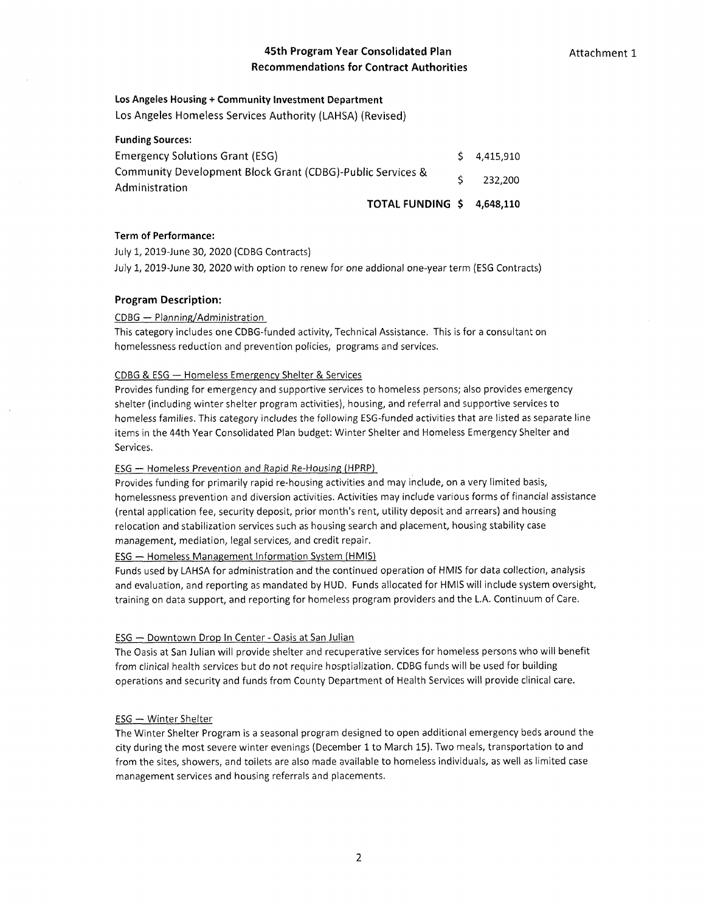Attachment 1

# 45th Program Year Consolidated Plan
## Recommendations for Contract Authorities

**Los Angeles Housing + Community Investment Department**

Los Angeles Homeless Services Authority (LAHSA) (Revised)

**Funding Sources:**

| | | |
|---|---|---|
| Emergency Solutions Grant (ESG) | $ | 4,415,910 |
| Community Development Block Grant (CDBG)-Public Services & Administration | $ | 232,200 |
| **TOTAL FUNDING** | **$** | **4,648,110** |

**Term of Performance:**

July 1, 2019-June 30, 2020 (CDBG Contracts)

July 1, 2019-June 30, 2020 with option to renew for one addional one-year term (ESG Contracts)

### Program Description:

CDBG — Planning/Administration

This category includes one CDBG-funded activity, Technical Assistance. This is for a consultant on homelessness reduction and prevention policies, programs and services.

CDBG & ESG — Homeless Emergency Shelter & Services

Provides funding for emergency and supportive services to homeless persons; also provides emergency shelter (including winter shelter program activities), housing, and referral and supportive services to homeless families. This category includes the following ESG-funded activities that are listed as separate line items in the 44th Year Consolidated Plan budget: Winter Shelter and Homeless Emergency Shelter and Services.

ESG — Homeless Prevention and Rapid Re-Housing (HPRP)

Provides funding for primarily rapid re-housing activities and may include, on a very limited basis, homelessness prevention and diversion activities. Activities may include various forms of financial assistance (rental application fee, security deposit, prior month's rent, utility deposit and arrears) and housing relocation and stabilization services such as housing search and placement, housing stability case management, mediation, legal services, and credit repair.

ESG — Homeless Management Information System (HMIS)

Funds used by LAHSA for administration and the continued operation of HMIS for data collection, analysis and evaluation, and reporting as mandated by HUD. Funds allocated for HMIS will include system oversight, training on data support, and reporting for homeless program providers and the L.A. Continuum of Care.

ESG — Downtown Drop In Center - Oasis at San Julian

The Oasis at San Julian will provide shelter and recuperative services for homeless persons who will benefit from clinical health services but do not require hosptialization. CDBG funds will be used for building operations and security and funds from County Department of Health Services will provide clinical care.

ESG — Winter Shelter

The Winter Shelter Program is a seasonal program designed to open additional emergency beds around the city during the most severe winter evenings (December 1 to March 15). Two meals, transportation to and from the sites, showers, and toilets are also made available to homeless individuals, as well as limited case management services and housing referrals and placements.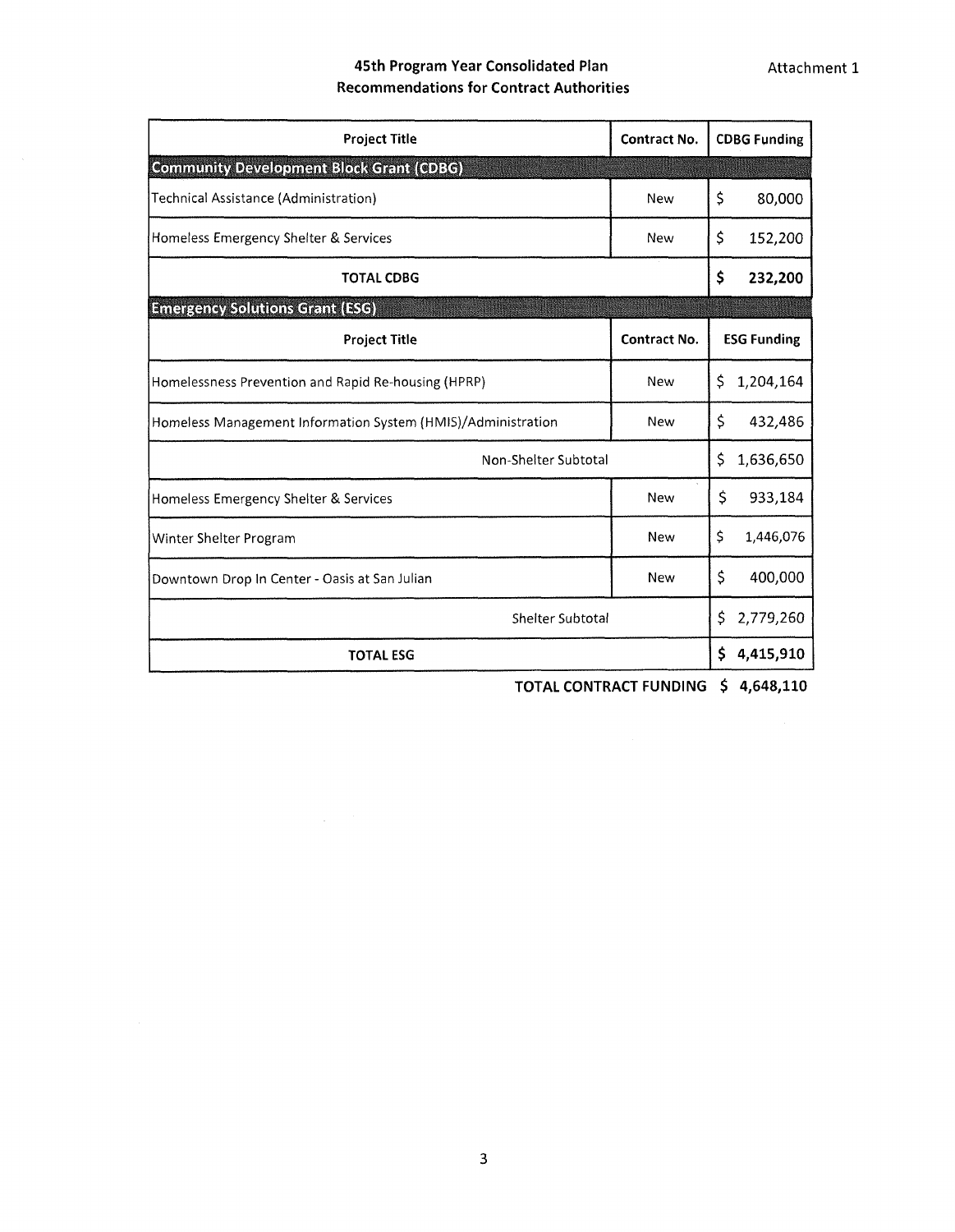**Attachment 1**

## 45th Program Year Consolidated Plan
## Recommendations for Contract Authorities

| Project Title | Contract No. | CDBG Funding |
|---|---|---|
| **Community Development Block Grant (CDBG)** | | |
| Technical Assistance (Administration) | New | $ 80,000 |
| Homeless Emergency Shelter & Services | New | $ 152,200 |
| **TOTAL CDBG** | | **$ 232,200** |
| **Emergency Solutions Grant (ESG)** | | |
| **Project Title** | **Contract No.** | **ESG Funding** |
| Homelessness Prevention and Rapid Re-housing (HPRP) | New | $ 1,204,164 |
| Homeless Management Information System (HMIS)/Administration | New | $ 432,486 |
| Non-Shelter Subtotal | | $ 1,636,650 |
| Homeless Emergency Shelter & Services | New | $ 933,184 |
| Winter Shelter Program | New | $ 1,446,076 |
| Downtown Drop In Center - Oasis at San Julian | New | $ 400,000 |
| Shelter Subtotal | | $ 2,779,260 |
| **TOTAL ESG** | | **$ 4,415,910** |

**TOTAL CONTRACT FUNDING $ 4,648,110**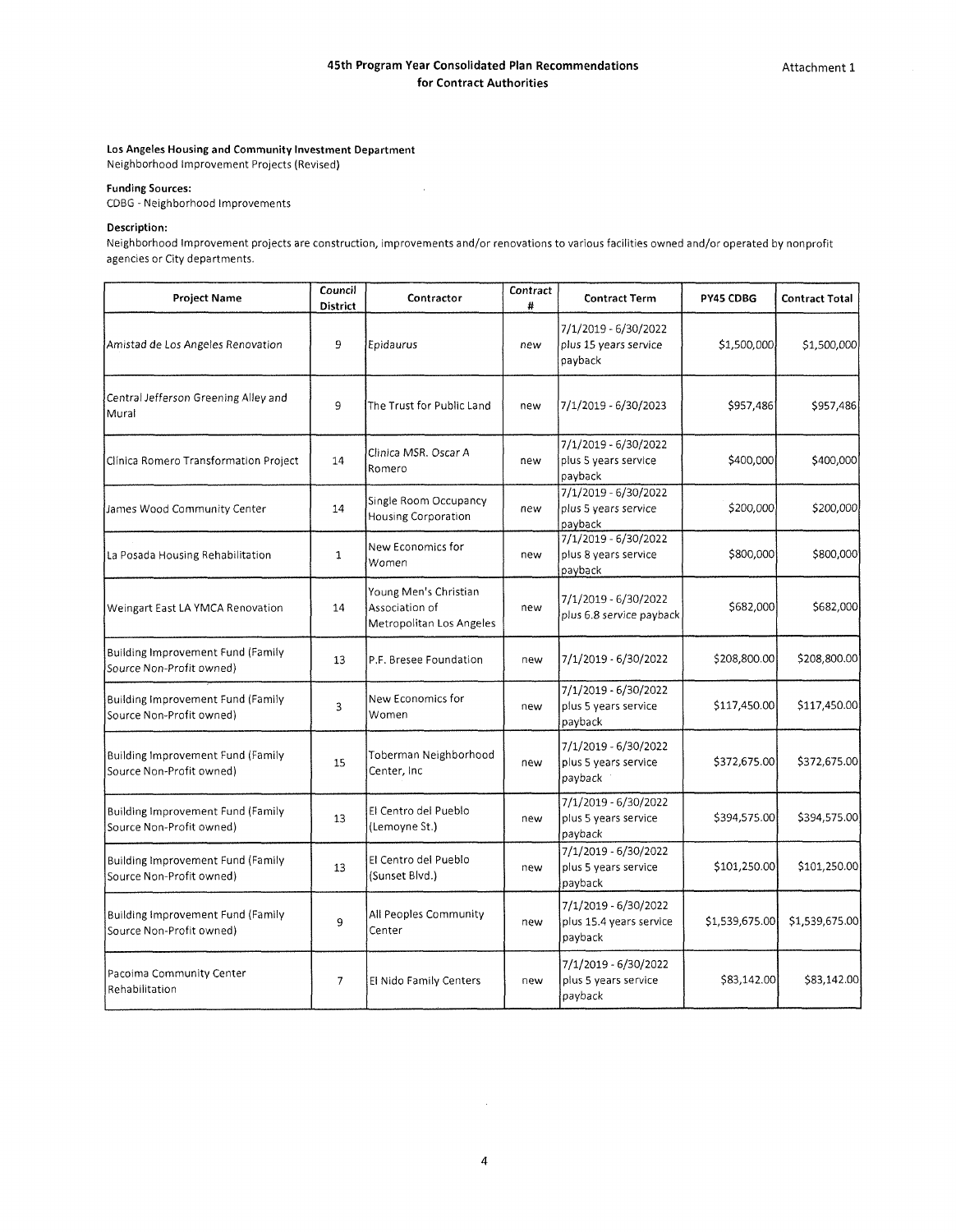# 45th Program Year Consolidated Plan Recommendations for Contract Authorities

Attachment 1

**Los Angeles Housing and Community Investment Department**
Neighborhood Improvement Projects (Revised)

**Funding Sources:**
CDBG - Neighborhood Improvements

**Description:**
Neighborhood Improvement projects are construction, improvements and/or renovations to various facilities owned and/or operated by nonprofit agencies or City departments.

| Project Name | Council District | Contractor | Contract # | Contract Term | PY45 CDBG | Contract Total |
|---|---|---|---|---|---|---|
| Amistad de Los Angeles Renovation | 9 | Epidaurus | new | 7/1/2019 - 6/30/2022 plus 15 years service payback | $1,500,000 | $1,500,000 |
| Central Jefferson Greening Alley and Mural | 9 | The Trust for Public Land | new | 7/1/2019 - 6/30/2023 | $957,486 | $957,486 |
| Clinica Romero Transformation Project | 14 | Clinica MSR. Oscar A Romero | new | 7/1/2019 - 6/30/2022 plus 5 years service payback | $400,000 | $400,000 |
| James Wood Community Center | 14 | Single Room Occupancy Housing Corporation | new | 7/1/2019 - 6/30/2022 plus 5 years service payback | $200,000 | $200,000 |
| La Posada Housing Rehabilitation | 1 | New Economics for Women | new | 7/1/2019 - 6/30/2022 plus 8 years service payback | $800,000 | $800,000 |
| Weingart East LA YMCA Renovation | 14 | Young Men's Christian Association of Metropolitan Los Angeles | new | 7/1/2019 - 6/30/2022 plus 6.8 service payback | $682,000 | $682,000 |
| Building Improvement Fund (Family Source Non-Profit owned) | 13 | P.F. Bresee Foundation | new | 7/1/2019 - 6/30/2022 | $208,800.00 | $208,800.00 |
| Building Improvement Fund (Family Source Non-Profit owned) | 3 | New Economics for Women | new | 7/1/2019 - 6/30/2022 plus 5 years service payback | $117,450.00 | $117,450.00 |
| Building Improvement Fund (Family Source Non-Profit owned) | 15 | Toberman Neighborhood Center, Inc | new | 7/1/2019 - 6/30/2022 plus 5 years service payback | $372,675.00 | $372,675.00 |
| Building Improvement Fund (Family Source Non-Profit owned) | 13 | El Centro del Pueblo (Lemoyne St.) | new | 7/1/2019 - 6/30/2022 plus 5 years service payback | $394,575.00 | $394,575.00 |
| Building Improvement Fund (Family Source Non-Profit owned) | 13 | El Centro del Pueblo (Sunset Blvd.) | new | 7/1/2019 - 6/30/2022 plus 5 years service payback | $101,250.00 | $101,250.00 |
| Building Improvement Fund (Family Source Non-Profit owned) | 9 | All Peoples Community Center | new | 7/1/2019 - 6/30/2022 plus 15.4 years service payback | $1,539,675.00 | $1,539,675.00 |
| Pacoima Community Center Rehabilitation | 7 | El Nido Family Centers | new | 7/1/2019 - 6/30/2022 plus 5 years service payback | $83,142.00 | $83,142.00 |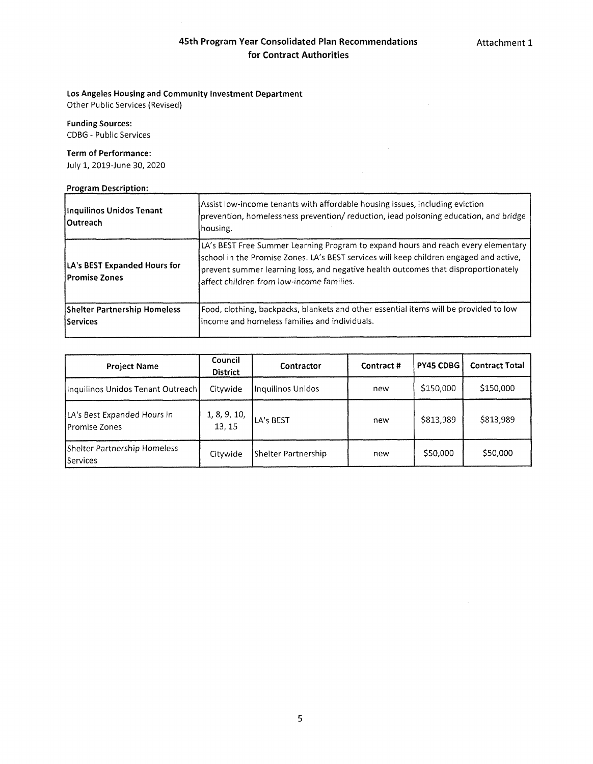# 45th Program Year Consolidated Plan Recommendations for Contract Authorities

Attachment 1

**Los Angeles Housing and Community Investment Department**
Other Public Services (Revised)

**Funding Sources:**
CDBG - Public Services

**Term of Performance:**
July 1, 2019-June 30, 2020

**Program Description:**

| | |
|---|---|
| **Inquilinos Unidos Tenant Outreach** | Assist low-income tenants with affordable housing issues, including eviction prevention, homelessness prevention/ reduction, lead poisoning education, and bridge housing. |
| **LA's BEST Expanded Hours for Promise Zones** | LA's BEST Free Summer Learning Program to expand hours and reach every elementary school in the Promise Zones. LA's BEST services will keep children engaged and active, prevent summer learning loss, and negative health outcomes that disproportionately affect children from low-income families. |
| **Shelter Partnership Homeless Services** | Food, clothing, backpacks, blankets and other essential items will be provided to low income and homeless families and individuals. |

| Project Name | Council District | Contractor | Contract # | PY45 CDBG | Contract Total |
|---|---|---|---|---|---|
| Inquilinos Unidos Tenant Outreach | Citywide | Inquilinos Unidos | new | $150,000 | $150,000 |
| LA's Best Expanded Hours in Promise Zones | 1, 8, 9, 10, 13, 15 | LA's BEST | new | $813,989 | $813,989 |
| Shelter Partnership Homeless Services | Citywide | Shelter Partnership | new | $50,000 | $50,000 |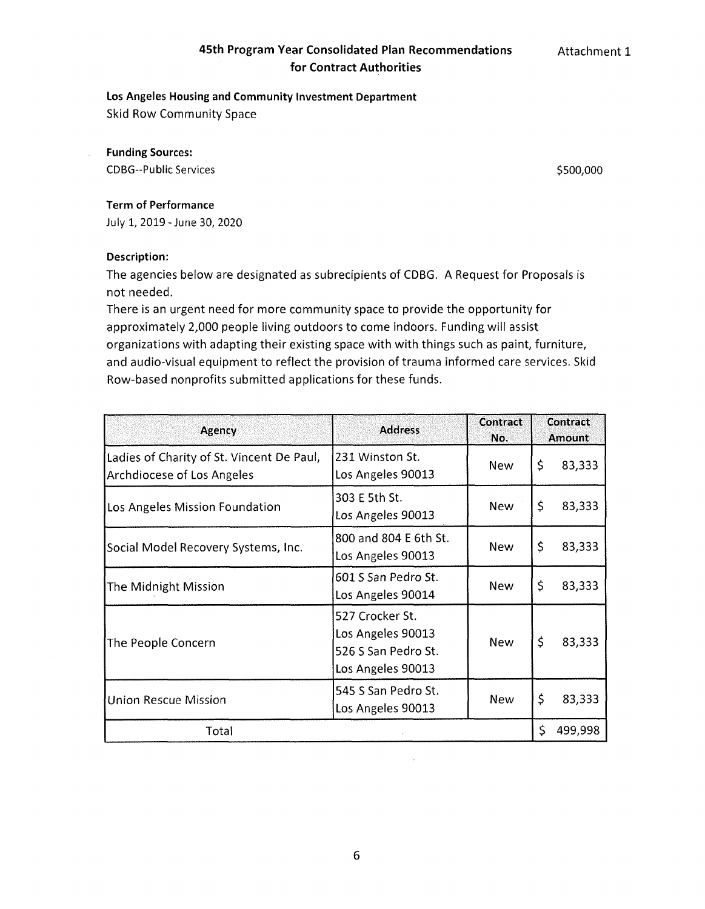## 45th Program Year Consolidated Plan Recommendations for Contract Authorities

Attachment 1

**Los Angeles Housing and Community Investment Department**
Skid Row Community Space

**Funding Sources:**
CDBG--Public Services $500,000

**Term of Performance**
July 1, 2019 - June 30, 2020

**Description:**
The agencies below are designated as subrecipients of CDBG. A Request for Proposals is not needed.
There is an urgent need for more community space to provide the opportunity for approximately 2,000 people living outdoors to come indoors. Funding will assist organizations with adapting their existing space with with things such as paint, furniture, and audio-visual equipment to reflect the provision of trauma informed care services. Skid Row-based nonprofits submitted applications for these funds.

| Agency | Address | Contract No. | Contract Amount |
|---|---|---|---|
| Ladies of Charity of St. Vincent De Paul, Archdiocese of Los Angeles | 231 Winston St. Los Angeles 90013 | New | $ 83,333 |
| Los Angeles Mission Foundation | 303 E 5th St. Los Angeles 90013 | New | $ 83,333 |
| Social Model Recovery Systems, Inc. | 800 and 804 E 6th St. Los Angeles 90013 | New | $ 83,333 |
| The Midnight Mission | 601 S San Pedro St. Los Angeles 90014 | New | $ 83,333 |
| The People Concern | 527 Crocker St. Los Angeles 90013 526 S San Pedro St. Los Angeles 90013 | New | $ 83,333 |
| Union Rescue Mission | 545 S San Pedro St. Los Angeles 90013 | New | $ 83,333 |
| Total | | | $ 499,998 |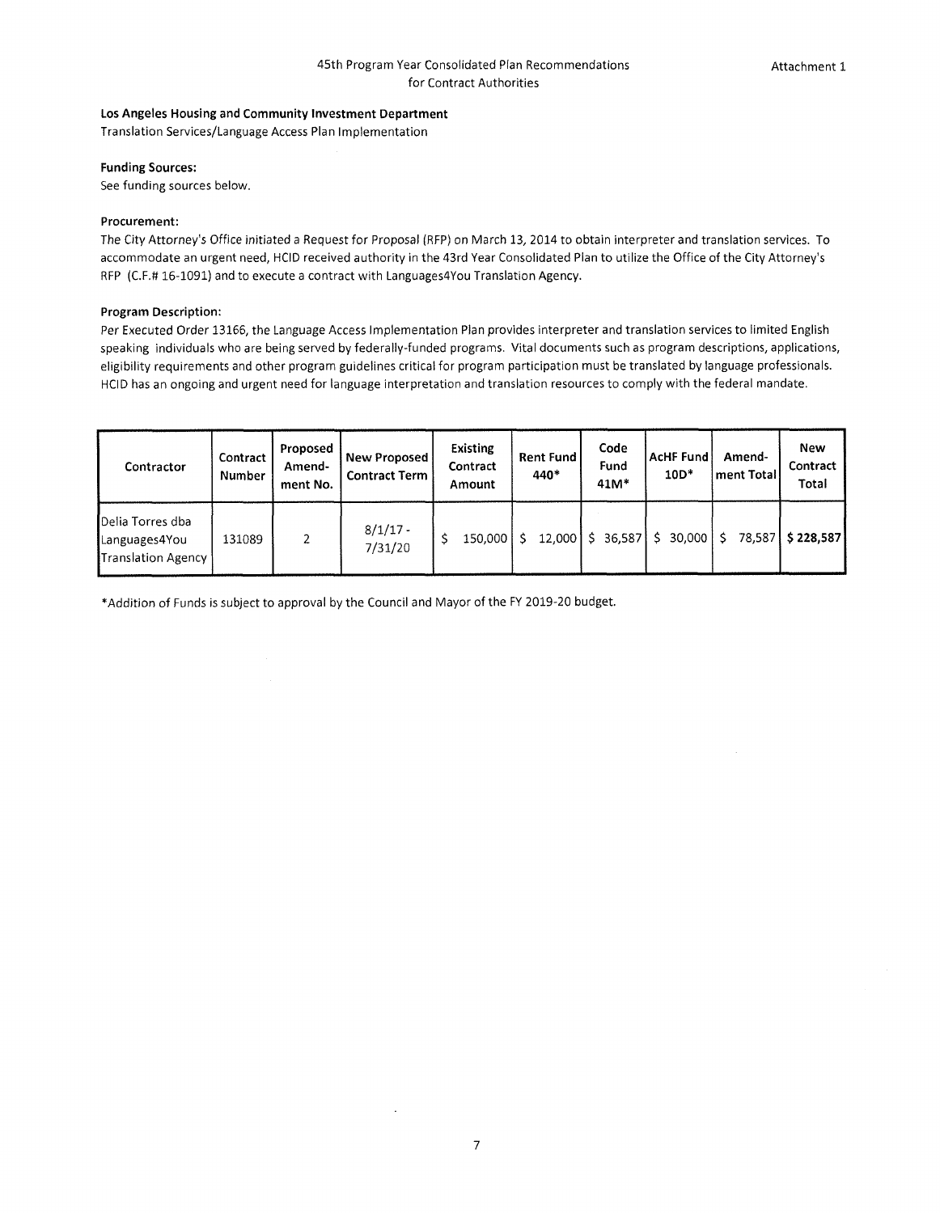45th Program Year Consolidated Plan Recommendations for Contract Authorities

Attachment 1

**Los Angeles Housing and Community Investment Department**
Translation Services/Language Access Plan Implementation

**Funding Sources:**
See funding sources below.

**Procurement:**
The City Attorney's Office initiated a Request for Proposal (RFP) on March 13, 2014 to obtain interpreter and translation services. To accommodate an urgent need, HCID received authority in the 43rd Year Consolidated Plan to utilize the Office of the City Attorney's RFP (C.F.# 16-1091) and to execute a contract with Languages4You Translation Agency.

**Program Description:**
Per Executed Order 13166, the Language Access Implementation Plan provides interpreter and translation services to limited English speaking individuals who are being served by federally-funded programs. Vital documents such as program descriptions, applications, eligibility requirements and other program guidelines critical for program participation must be translated by language professionals. HCID has an ongoing and urgent need for language interpretation and translation resources to comply with the federal mandate.

| Contractor | Contract Number | Proposed Amend-ment No. | New Proposed Contract Term | Existing Contract Amount | Rent Fund 440* | Code Fund 41M* | AcHF Fund 10D* | Amend-ment Total | New Contract Total |
|---|---|---|---|---|---|---|---|---|---|
| Delia Torres dba Languages4You Translation Agency | 131089 | 2 | 8/1/17 - 7/31/20 | $ 150,000 | $ 12,000 | $ 36,587 | $ 30,000 | $ 78,587 | **$ 228,587** |

*Addition of Funds is subject to approval by the Council and Mayor of the FY 2019-20 budget.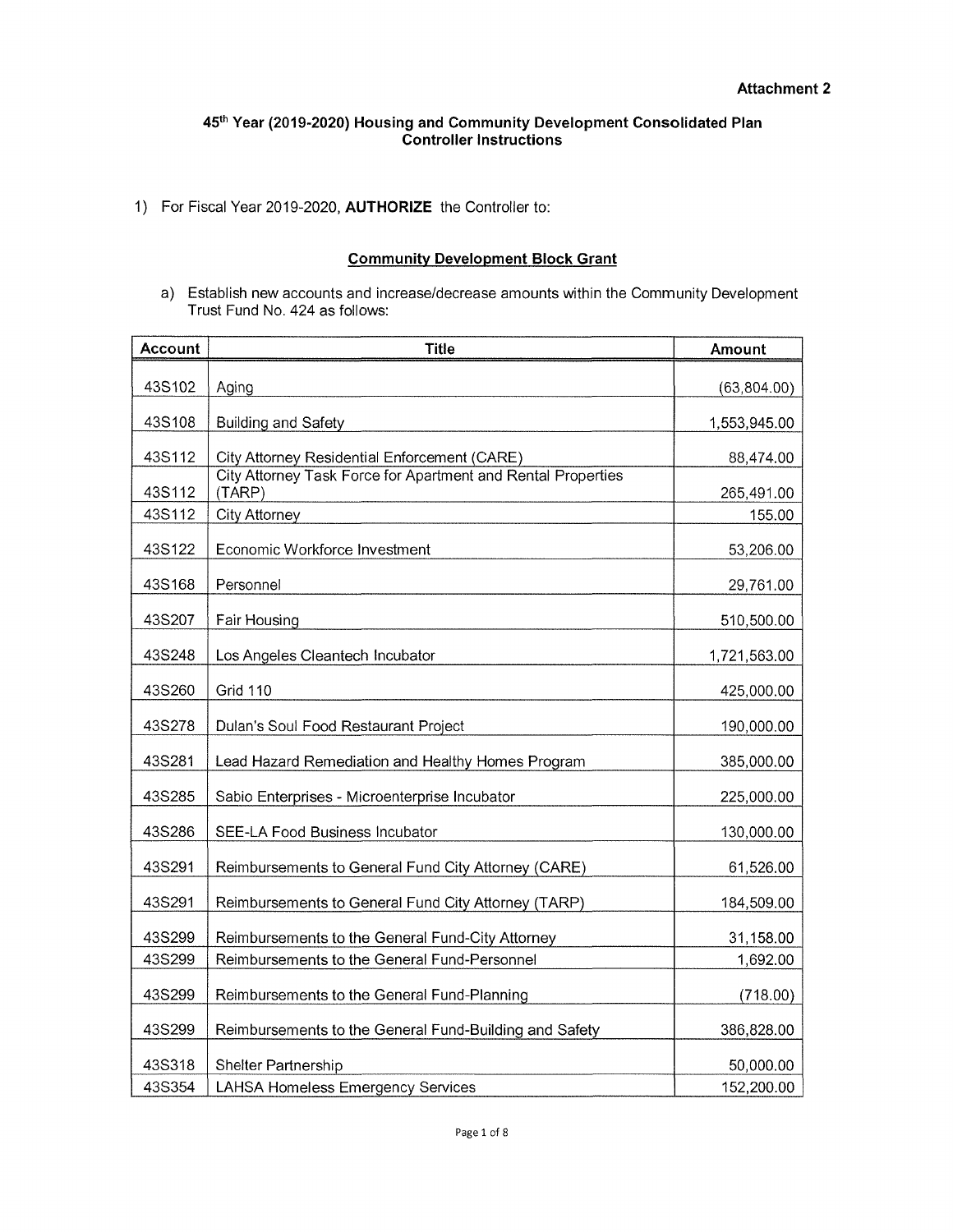**Attachment 2**

## 45th Year (2019-2020) Housing and Community Development Consolidated Plan Controller Instructions

1) For Fiscal Year 2019-2020, **AUTHORIZE** the Controller to:

### Community Development Block Grant

a) Establish new accounts and increase/decrease amounts within the Community Development Trust Fund No. 424 as follows:

| Account | Title | Amount |
|---|---|---|
| 43S102 | Aging | (63,804.00) |
| 43S108 | Building and Safety | 1,553,945.00 |
| 43S112 | City Attorney Residential Enforcement (CARE) | 88,474.00 |
| 43S112 | City Attorney Task Force for Apartment and Rental Properties (TARP) | 265,491.00 |
| 43S112 | City Attorney | 155.00 |
| 43S122 | Economic Workforce Investment | 53,206.00 |
| 43S168 | Personnel | 29,761.00 |
| 43S207 | Fair Housing | 510,500.00 |
| 43S248 | Los Angeles Cleantech Incubator | 1,721,563.00 |
| 43S260 | Grid 110 | 425,000.00 |
| 43S278 | Dulan's Soul Food Restaurant Project | 190,000.00 |
| 43S281 | Lead Hazard Remediation and Healthy Homes Program | 385,000.00 |
| 43S285 | Sabio Enterprises - Microenterprise Incubator | 225,000.00 |
| 43S286 | SEE-LA Food Business Incubator | 130,000.00 |
| 43S291 | Reimbursements to General Fund City Attorney (CARE) | 61,526.00 |
| 43S291 | Reimbursements to General Fund City Attorney (TARP) | 184,509.00 |
| 43S299 | Reimbursements to the General Fund-City Attorney | 31,158.00 |
| 43S299 | Reimbursements to the General Fund-Personnel | 1,692.00 |
| 43S299 | Reimbursements to the General Fund-Planning | (718.00) |
| 43S299 | Reimbursements to the General Fund-Building and Safety | 386,828.00 |
| 43S318 | Shelter Partnership | 50,000.00 |
| 43S354 | LAHSA Homeless Emergency Services | 152,200.00 |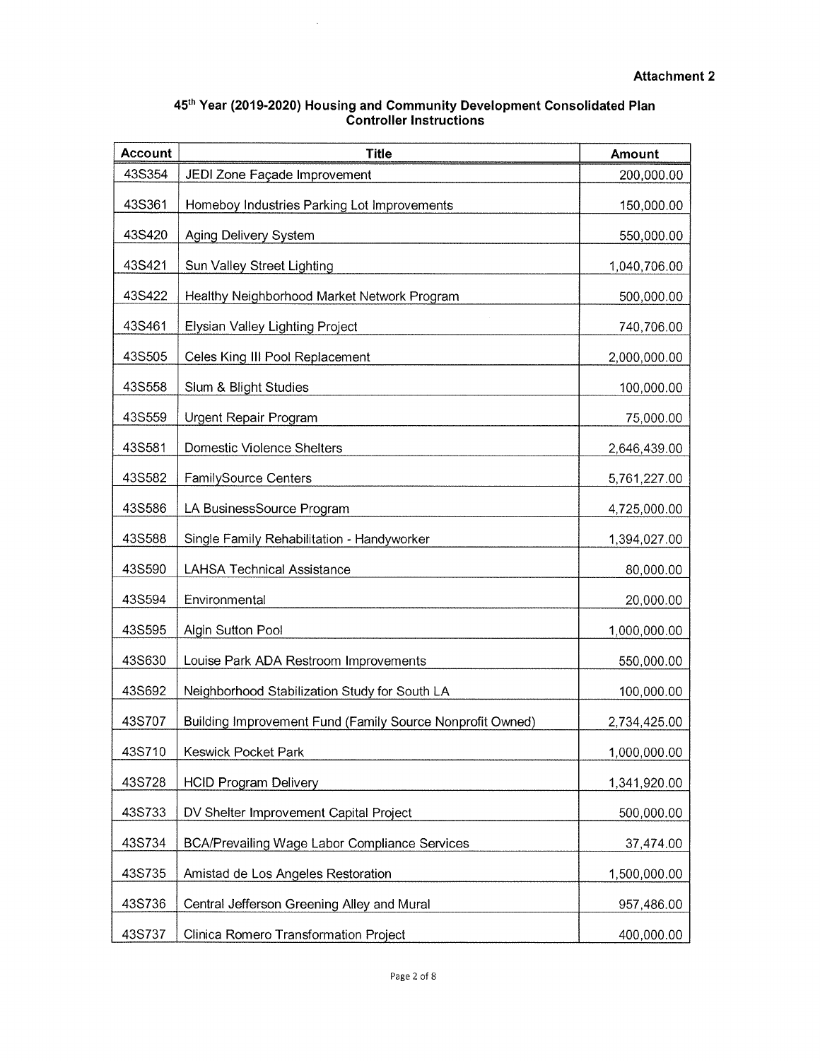**Attachment 2**

## 45th Year (2019-2020) Housing and Community Development Consolidated Plan Controller Instructions

| Account | Title | Amount |
|---|---|---|
| 43S354 | JEDI Zone Façade Improvement | 200,000.00 |
| 43S361 | Homeboy Industries Parking Lot Improvements | 150,000.00 |
| 43S420 | Aging Delivery System | 550,000.00 |
| 43S421 | Sun Valley Street Lighting | 1,040,706.00 |
| 43S422 | Healthy Neighborhood Market Network Program | 500,000.00 |
| 43S461 | Elysian Valley Lighting Project | 740,706.00 |
| 43S505 | Celes King III Pool Replacement | 2,000,000.00 |
| 43S558 | Slum & Blight Studies | 100,000.00 |
| 43S559 | Urgent Repair Program | 75,000.00 |
| 43S581 | Domestic Violence Shelters | 2,646,439.00 |
| 43S582 | FamilySource Centers | 5,761,227.00 |
| 43S586 | LA BusinessSource Program | 4,725,000.00 |
| 43S588 | Single Family Rehabilitation - Handyworker | 1,394,027.00 |
| 43S590 | LAHSA Technical Assistance | 80,000.00 |
| 43S594 | Environmental | 20,000.00 |
| 43S595 | Algin Sutton Pool | 1,000,000.00 |
| 43S630 | Louise Park ADA Restroom Improvements | 550,000.00 |
| 43S692 | Neighborhood Stabilization Study for South LA | 100,000.00 |
| 43S707 | Building Improvement Fund (Family Source Nonprofit Owned) | 2,734,425.00 |
| 43S710 | Keswick Pocket Park | 1,000,000.00 |
| 43S728 | HCID Program Delivery | 1,341,920.00 |
| 43S733 | DV Shelter Improvement Capital Project | 500,000.00 |
| 43S734 | BCA/Prevailing Wage Labor Compliance Services | 37,474.00 |
| 43S735 | Amistad de Los Angeles Restoration | 1,500,000.00 |
| 43S736 | Central Jefferson Greening Alley and Mural | 957,486.00 |
| 43S737 | Clinica Romero Transformation Project | 400,000.00 |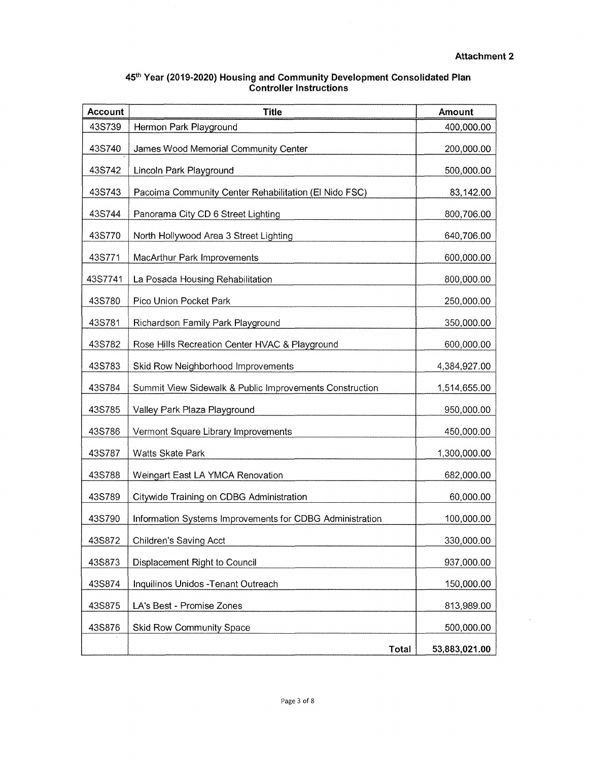**Attachment 2**

## 45th Year (2019-2020) Housing and Community Development Consolidated Plan Controller Instructions

| Account | Title | Amount |
|---|---|---|
| 43S739 | Hermon Park Playground | 400,000.00 |
| 43S740 | James Wood Memorial Community Center | 200,000.00 |
| 43S742 | Lincoln Park Playground | 500,000.00 |
| 43S743 | Pacoima Community Center Rehabilitation (El Nido FSC) | 83,142.00 |
| 43S744 | Panorama City CD 6 Street Lighting | 800,706.00 |
| 43S770 | North Hollywood Area 3 Street Lighting | 640,706.00 |
| 43S771 | MacArthur Park Improvements | 600,000.00 |
| 43S7741 | La Posada Housing Rehabilitation | 800,000.00 |
| 43S780 | Pico Union Pocket Park | 250,000.00 |
| 43S781 | Richardson Family Park Playground | 350,000.00 |
| 43S782 | Rose Hills Recreation Center HVAC & Playground | 600,000.00 |
| 43S783 | Skid Row Neighborhood Improvements | 4,384,927.00 |
| 43S784 | Summit View Sidewalk & Public Improvements Construction | 1,514,655.00 |
| 43S785 | Valley Park Plaza Playground | 950,000.00 |
| 43S786 | Vermont Square Library Improvements | 450,000.00 |
| 43S787 | Watts Skate Park | 1,300,000.00 |
| 43S788 | Weingart East LA YMCA Renovation | 682,000.00 |
| 43S789 | Citywide Training on CDBG Administration | 60,000.00 |
| 43S790 | Information Systems Improvements for CDBG Administration | 100,000.00 |
| 43S872 | Children's Saving Acct | 330,000.00 |
| 43S873 | Displacement Right to Council | 937,000.00 |
| 43S874 | Inquilinos Unidos -Tenant Outreach | 150,000.00 |
| 43S875 | LA's Best - Promise Zones | 813,989.00 |
| 43S876 | Skid Row Community Space | 500,000.00 |
| | **Total** | **53,883,021.00** |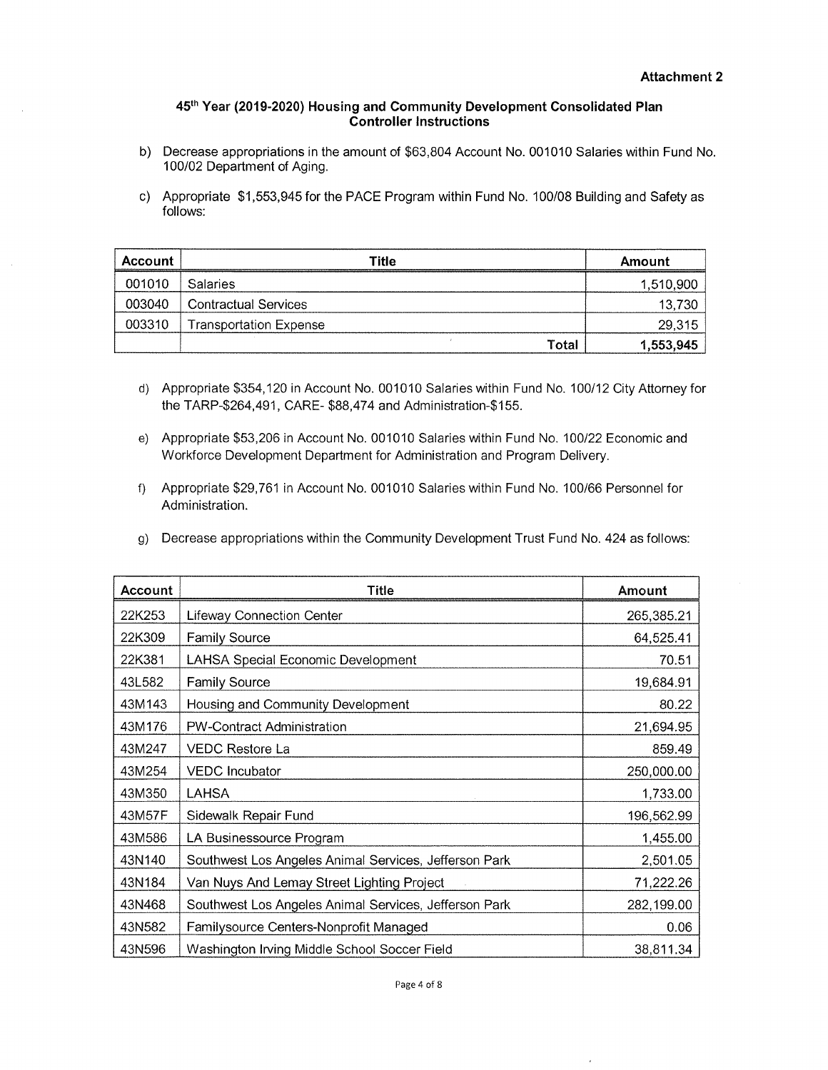**Attachment 2**

**45th Year (2019-2020) Housing and Community Development Consolidated Plan Controller Instructions**

b) Decrease appropriations in the amount of $63,804 Account No. 001010 Salaries within Fund No. 100/02 Department of Aging.

c) Appropriate $1,553,945 for the PACE Program within Fund No. 100/08 Building and Safety as follows:

| Account | Title | Amount |
|---|---|---|
| 001010 | Salaries | 1,510,900 |
| 003040 | Contractual Services | 13,730 |
| 003310 | Transportation Expense | 29,315 |
| | **Total** | **1,553,945** |

d) Appropriate $354,120 in Account No. 001010 Salaries within Fund No. 100/12 City Attorney for the TARP-$264,491, CARE- $88,474 and Administration-$155.

e) Appropriate $53,206 in Account No. 001010 Salaries within Fund No. 100/22 Economic and Workforce Development Department for Administration and Program Delivery.

f) Appropriate $29,761 in Account No. 001010 Salaries within Fund No. 100/66 Personnel for Administration.

g) Decrease appropriations within the Community Development Trust Fund No. 424 as follows:

| Account | Title | Amount |
|---|---|---|
| 22K253 | Lifeway Connection Center | 265,385.21 |
| 22K309 | Family Source | 64,525.41 |
| 22K381 | LAHSA Special Economic Development | 70.51 |
| 43L582 | Family Source | 19,684.91 |
| 43M143 | Housing and Community Development | 80.22 |
| 43M176 | PW-Contract Administration | 21,694.95 |
| 43M247 | VEDC Restore La | 859.49 |
| 43M254 | VEDC Incubator | 250,000.00 |
| 43M350 | LAHSA | 1,733.00 |
| 43M57F | Sidewalk Repair Fund | 196,562.99 |
| 43M586 | LA Businessource Program | 1,455.00 |
| 43N140 | Southwest Los Angeles Animal Services, Jefferson Park | 2,501.05 |
| 43N184 | Van Nuys And Lemay Street Lighting Project | 71,222.26 |
| 43N468 | Southwest Los Angeles Animal Services, Jefferson Park | 282,199.00 |
| 43N582 | Familysource Centers-Nonprofit Managed | 0.06 |
| 43N596 | Washington Irving Middle School Soccer Field | 38,811.34 |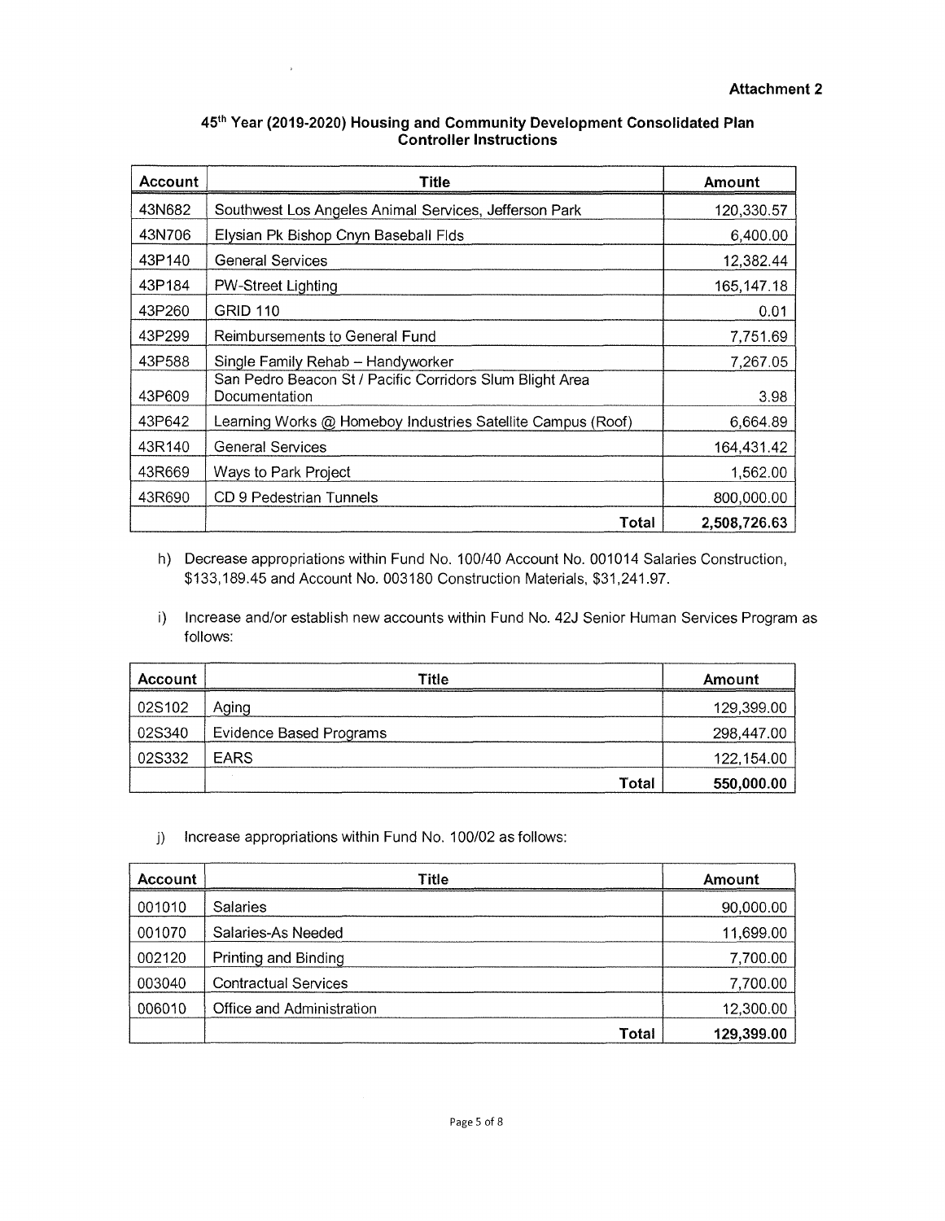**Attachment 2**

## 45th Year (2019-2020) Housing and Community Development Consolidated Plan Controller Instructions

| Account | Title | Amount |
|---|---|---|
| 43N682 | Southwest Los Angeles Animal Services, Jefferson Park | 120,330.57 |
| 43N706 | Elysian Pk Bishop Cnyn Baseball Flds | 6,400.00 |
| 43P140 | General Services | 12,382.44 |
| 43P184 | PW-Street Lighting | 165,147.18 |
| 43P260 | GRID 110 | 0.01 |
| 43P299 | Reimbursements to General Fund | 7,751.69 |
| 43P588 | Single Family Rehab – Handyworker | 7,267.05 |
| 43P609 | San Pedro Beacon St / Pacific Corridors Slum Blight Area Documentation | 3.98 |
| 43P642 | Learning Works @ Homeboy Industries Satellite Campus (Roof) | 6,664.89 |
| 43R140 | General Services | 164,431.42 |
| 43R669 | Ways to Park Project | 1,562.00 |
| 43R690 | CD 9 Pedestrian Tunnels | 800,000.00 |
| | **Total** | **2,508,726.63** |

h) Decrease appropriations within Fund No. 100/40 Account No. 001014 Salaries Construction, $133,189.45 and Account No. 003180 Construction Materials, $31,241.97.

i) Increase and/or establish new accounts within Fund No. 42J Senior Human Services Program as follows:

| Account | Title | Amount |
|---|---|---|
| 02S102 | Aging | 129,399.00 |
| 02S340 | Evidence Based Programs | 298,447.00 |
| 02S332 | EARS | 122,154.00 |
| | **Total** | **550,000.00** |

j) Increase appropriations within Fund No. 100/02 as follows:

| Account | Title | Amount |
|---|---|---|
| 001010 | Salaries | 90,000.00 |
| 001070 | Salaries-As Needed | 11,699.00 |
| 002120 | Printing and Binding | 7,700.00 |
| 003040 | Contractual Services | 7,700.00 |
| 006010 | Office and Administration | 12,300.00 |
| | **Total** | **129,399.00** |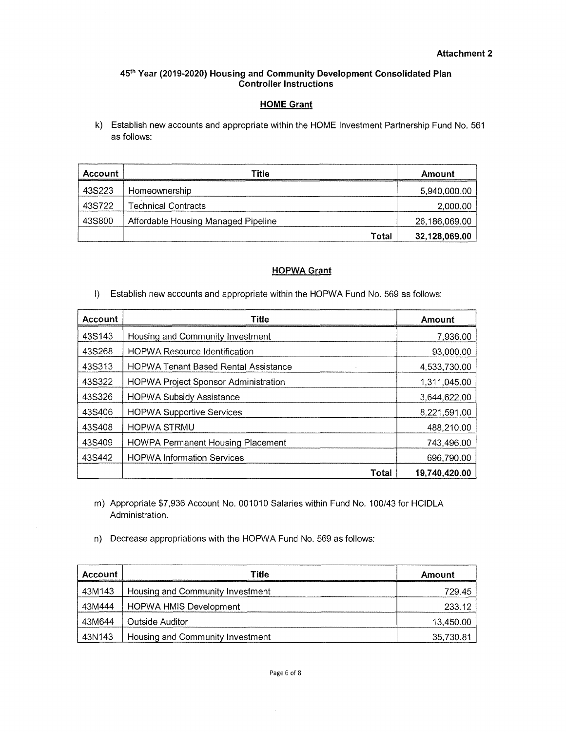**Attachment 2**

**45th Year (2019-2020) Housing and Community Development Consolidated Plan Controller Instructions**

**HOME Grant**

k) Establish new accounts and appropriate within the HOME Investment Partnership Fund No. 561 as follows:

| Account | Title | Amount |
|---|---|---|
| 43S223 | Homeownership | 5,940,000.00 |
| 43S722 | Technical Contracts | 2,000.00 |
| 43S800 | Affordable Housing Managed Pipeline | 26,186,069.00 |
| | **Total** | **32,128,069.00** |

**HOPWA Grant**

l) Establish new accounts and appropriate within the HOPWA Fund No. 569 as follows:

| Account | Title | Amount |
|---|---|---|
| 43S143 | Housing and Community Investment | 7,936.00 |
| 43S268 | HOPWA Resource Identification | 93,000.00 |
| 43S313 | HOPWA Tenant Based Rental Assistance | 4,533,730.00 |
| 43S322 | HOPWA Project Sponsor Administration | 1,311,045.00 |
| 43S326 | HOPWA Subsidy Assistance | 3,644,622.00 |
| 43S406 | HOPWA Supportive Services | 8,221,591.00 |
| 43S408 | HOPWA STRMU | 488,210.00 |
| 43S409 | HOWPA Permanent Housing Placement | 743,496.00 |
| 43S442 | HOPWA Information Services | 696,790.00 |
| | **Total** | **19,740,420.00** |

m) Appropriate $7,936 Account No. 001010 Salaries within Fund No. 100/43 for HCIDLA Administration.

n) Decrease appropriations with the HOPWA Fund No. 569 as follows:

| Account | Title | Amount |
|---|---|---|
| 43M143 | Housing and Community Investment | 729.45 |
| 43M444 | HOPWA HMIS Development | 233.12 |
| 43M644 | Outside Auditor | 13,450.00 |
| 43N143 | Housing and Community Investment | 35,730.81 |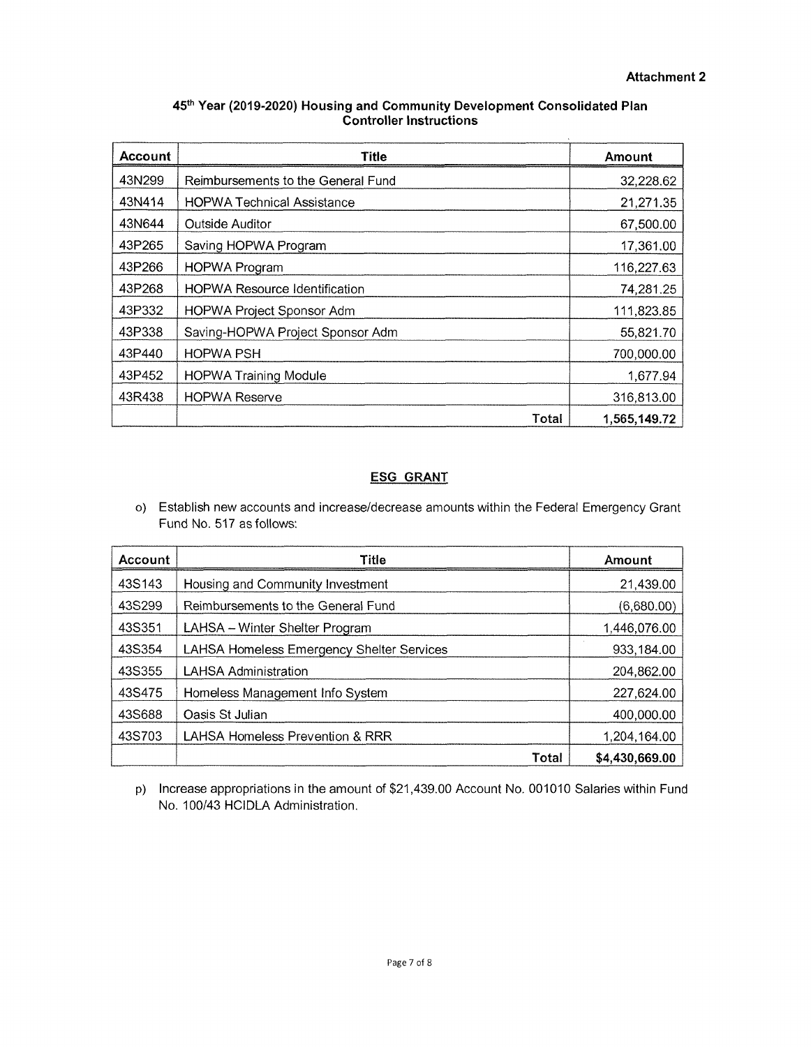**Attachment 2**

**45th Year (2019-2020) Housing and Community Development Consolidated Plan Controller Instructions**

| Account | Title | Amount |
|---|---|---|
| 43N299 | Reimbursements to the General Fund | 32,228.62 |
| 43N414 | HOPWA Technical Assistance | 21,271.35 |
| 43N644 | Outside Auditor | 67,500.00 |
| 43P265 | Saving HOPWA Program | 17,361.00 |
| 43P266 | HOPWA Program | 116,227.63 |
| 43P268 | HOPWA Resource Identification | 74,281.25 |
| 43P332 | HOPWA Project Sponsor Adm | 111,823.85 |
| 43P338 | Saving-HOPWA Project Sponsor Adm | 55,821.70 |
| 43P440 | HOPWA PSH | 700,000.00 |
| 43P452 | HOPWA Training Module | 1,677.94 |
| 43R438 | HOPWA Reserve | 316,813.00 |
| | **Total** | **1,565,149.72** |

## ESG GRANT

o) Establish new accounts and increase/decrease amounts within the Federal Emergency Grant Fund No. 517 as follows:

| Account | Title | Amount |
|---|---|---|
| 43S143 | Housing and Community Investment | 21,439.00 |
| 43S299 | Reimbursements to the General Fund | (6,680.00) |
| 43S351 | LAHSA – Winter Shelter Program | 1,446,076.00 |
| 43S354 | LAHSA Homeless Emergency Shelter Services | 933,184.00 |
| 43S355 | LAHSA Administration | 204,862.00 |
| 43S475 | Homeless Management Info System | 227,624.00 |
| 43S688 | Oasis St Julian | 400,000.00 |
| 43S703 | LAHSA Homeless Prevention & RRR | 1,204,164.00 |
| | **Total** | **$4,430,669.00** |

p) Increase appropriations in the amount of $21,439.00 Account No. 001010 Salaries within Fund No. 100/43 HCIDLA Administration.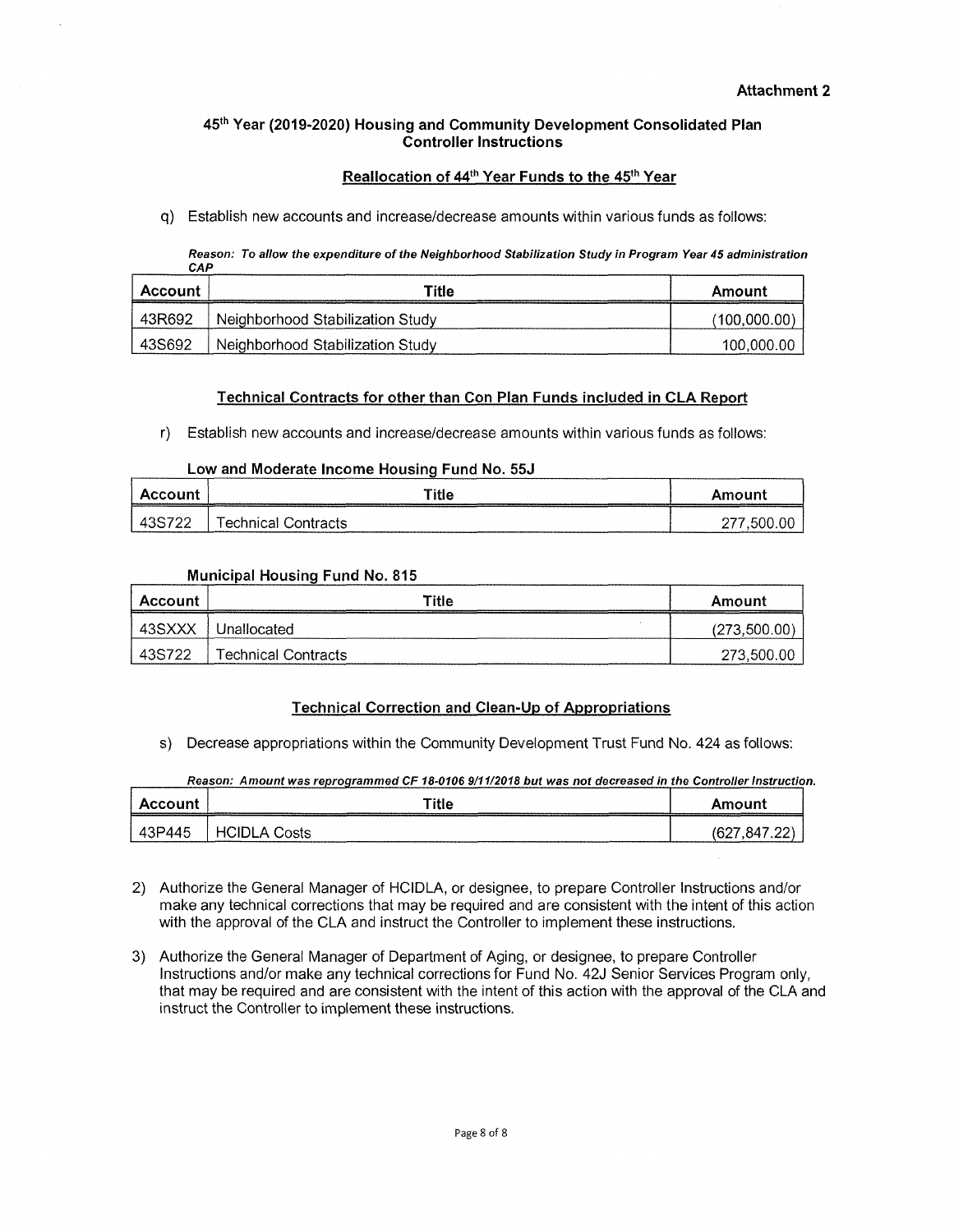**Attachment 2**

## 45th Year (2019-2020) Housing and Community Development Consolidated Plan Controller Instructions

### Reallocation of 44th Year Funds to the 45th Year

q) Establish new accounts and increase/decrease amounts within various funds as follows:

***Reason: To allow the expenditure of the Neighborhood Stabilization Study in Program Year 45 administration CAP***

| Account | Title | Amount |
|---|---|---|
| 43R692 | Neighborhood Stabilization Study | (100,000.00) |
| 43S692 | Neighborhood Stabilization Study | 100,000.00 |

### Technical Contracts for other than Con Plan Funds included in CLA Report

r) Establish new accounts and increase/decrease amounts within various funds as follows:

**Low and Moderate Income Housing Fund No. 55J**

| Account | Title | Amount |
|---|---|---|
| 43S722 | Technical Contracts | 277,500.00 |

**Municipal Housing Fund No. 815**

| Account | Title | Amount |
|---|---|---|
| 43SXXX | Unallocated | (273,500.00) |
| 43S722 | Technical Contracts | 273,500.00 |

### Technical Correction and Clean-Up of Appropriations

s) Decrease appropriations within the Community Development Trust Fund No. 424 as follows:

***Reason: Amount was reprogrammed CF 18-0106 9/11/2018 but was not decreased in the Controller Instruction.***

| Account | Title | Amount |
|---|---|---|
| 43P445 | HCIDLA Costs | (627,847.22) |

2) Authorize the General Manager of HCIDLA, or designee, to prepare Controller Instructions and/or make any technical corrections that may be required and are consistent with the intent of this action with the approval of the CLA and instruct the Controller to implement these instructions.

3) Authorize the General Manager of Department of Aging, or designee, to prepare Controller Instructions and/or make any technical corrections for Fund No. 42J Senior Services Program only, that may be required and are consistent with the intent of this action with the approval of the CLA and instruct the Controller to implement these instructions.